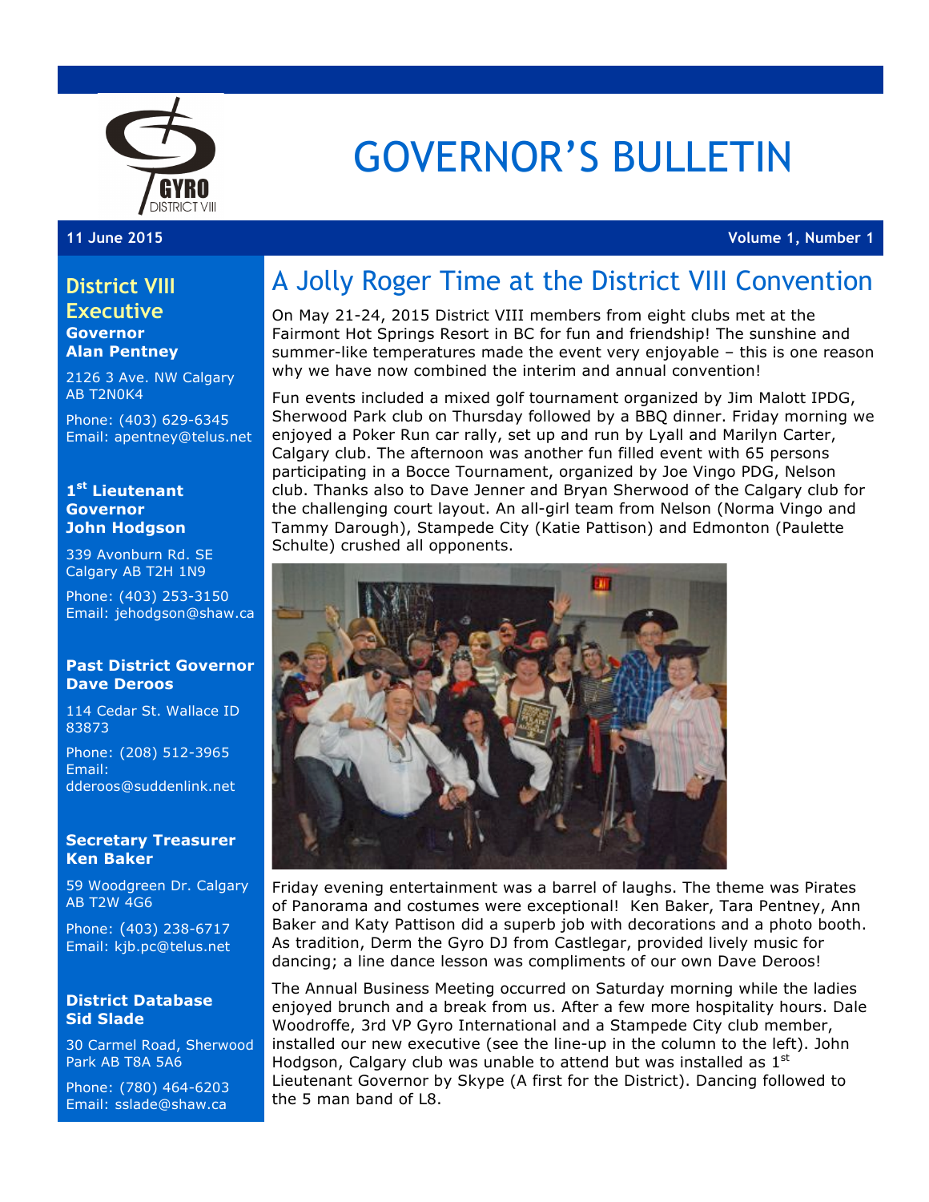# GOVERNOR'S BULLETIN

**11 June 2015** **Volume 1, Number 1**

## District VIII Executive

**Governor**
**Alan Pentney**

2126 3 Ave. NW Calgary AB T2N0K4

Phone: (403) 629-6345
Email: apentney@telus.net

**1st Lieutenant Governor**
**John Hodgson**

339 Avonburn Rd. SE Calgary AB T2H 1N9

Phone: (403) 253-3150
Email: jehodgson@shaw.ca

**Past District Governor**
**Dave Deroos**

114 Cedar St. Wallace ID 83873

Phone: (208) 512-3965
Email: dderoos@suddenlink.net

**Secretary Treasurer**
**Ken Baker**

59 Woodgreen Dr. Calgary AB T2W 4G6

Phone: (403) 238-6717
Email: kjb.pc@telus.net

**District Database**
**Sid Slade**

30 Carmel Road, Sherwood Park AB T8A 5A6

Phone: (780) 464-6203
Email: sslade@shaw.ca

## A Jolly Roger Time at the District VIII Convention

On May 21-24, 2015 District VIII members from eight clubs met at the Fairmont Hot Springs Resort in BC for fun and friendship! The sunshine and summer-like temperatures made the event very enjoyable – this is one reason why we have now combined the interim and annual convention!

Fun events included a mixed golf tournament organized by Jim Malott IPDG, Sherwood Park club on Thursday followed by a BBQ dinner. Friday morning we enjoyed a Poker Run car rally, set up and run by Lyall and Marilyn Carter, Calgary club. The afternoon was another fun filled event with 65 persons participating in a Bocce Tournament, organized by Joe Vingo PDG, Nelson club. Thanks also to Dave Jenner and Bryan Sherwood of the Calgary club for the challenging court layout. An all-girl team from Nelson (Norma Vingo and Tammy Darough), Stampede City (Katie Pattison) and Edmonton (Paulette Schulte) crushed all opponents.

Friday evening entertainment was a barrel of laughs. The theme was Pirates of Panorama and costumes were exceptional! Ken Baker, Tara Pentney, Ann Baker and Katy Pattison did a superb job with decorations and a photo booth. As tradition, Derm the Gyro DJ from Castlegar, provided lively music for dancing; a line dance lesson was compliments of our own Dave Deroos!

The Annual Business Meeting occurred on Saturday morning while the ladies enjoyed brunch and a break from us. After a few more hospitality hours. Dale Woodroffe, 3rd VP Gyro International and a Stampede City club member, installed our new executive (see the line-up in the column to the left). John Hodgson, Calgary club was unable to attend but was installed as 1st Lieutenant Governor by Skype (A first for the District). Dancing followed to the 5 man band of L8.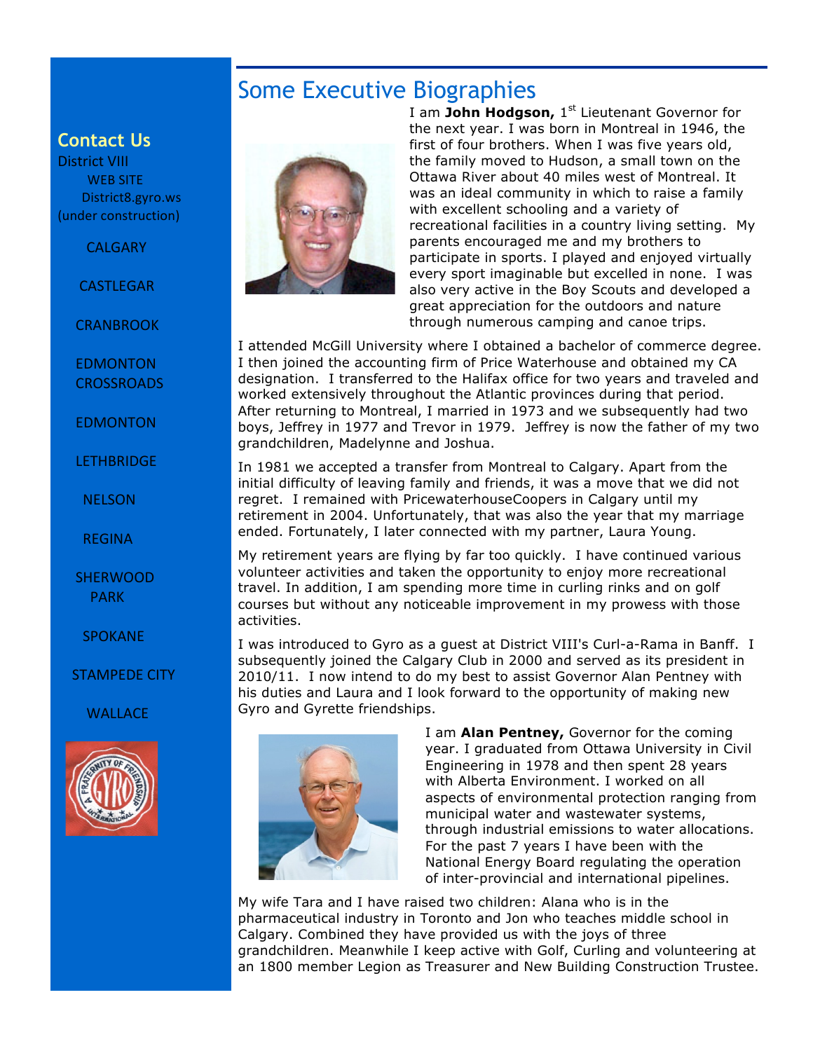# Some Executive Biographies

I am **John Hodgson,** 1st Lieutenant Governor for the next year. I was born in Montreal in 1946, the first of four brothers. When I was five years old, the family moved to Hudson, a small town on the Ottawa River about 40 miles west of Montreal. It was an ideal community in which to raise a family with excellent schooling and a variety of recreational facilities in a country living setting. My parents encouraged me and my brothers to participate in sports. I played and enjoyed virtually every sport imaginable but excelled in none. I was also very active in the Boy Scouts and developed a great appreciation for the outdoors and nature through numerous camping and canoe trips.

I attended McGill University where I obtained a bachelor of commerce degree. I then joined the accounting firm of Price Waterhouse and obtained my CA designation. I transferred to the Halifax office for two years and traveled and worked extensively throughout the Atlantic provinces during that period. After returning to Montreal, I married in 1973 and we subsequently had two boys, Jeffrey in 1977 and Trevor in 1979. Jeffrey is now the father of my two grandchildren, Madelynne and Joshua.

In 1981 we accepted a transfer from Montreal to Calgary. Apart from the initial difficulty of leaving family and friends, it was a move that we did not regret. I remained with PricewaterhouseCoopers in Calgary until my retirement in 2004. Unfortunately, that was also the year that my marriage ended. Fortunately, I later connected with my partner, Laura Young.

My retirement years are flying by far too quickly. I have continued various volunteer activities and taken the opportunity to enjoy more recreational travel. In addition, I am spending more time in curling rinks and on golf courses but without any noticeable improvement in my prowess with those activities.

I was introduced to Gyro as a guest at District VIII's Curl-a-Rama in Banff. I subsequently joined the Calgary Club in 2000 and served as its president in 2010/11. I now intend to do my best to assist Governor Alan Pentney with his duties and Laura and I look forward to the opportunity of making new Gyro and Gyrette friendships.

I am **Alan Pentney,** Governor for the coming year. I graduated from Ottawa University in Civil Engineering in 1978 and then spent 28 years with Alberta Environment. I worked on all aspects of environmental protection ranging from municipal water and wastewater systems, through industrial emissions to water allocations. For the past 7 years I have been with the National Energy Board regulating the operation of inter-provincial and international pipelines.

My wife Tara and I have raised two children: Alana who is in the pharmaceutical industry in Toronto and Jon who teaches middle school in Calgary. Combined they have provided us with the joys of three grandchildren. Meanwhile I keep active with Golf, Curling and volunteering at an 1800 member Legion as Treasurer and New Building Construction Trustee.

## Contact Us

District VIII
WEB SITE
District8.gyro.ws
(under construction)

CALGARY

CASTLEGAR

CRANBROOK

EDMONTON CROSSROADS

EDMONTON

LETHBRIDGE

NELSON

REGINA

SHERWOOD PARK

SPOKANE

STAMPEDE CITY

WALLACE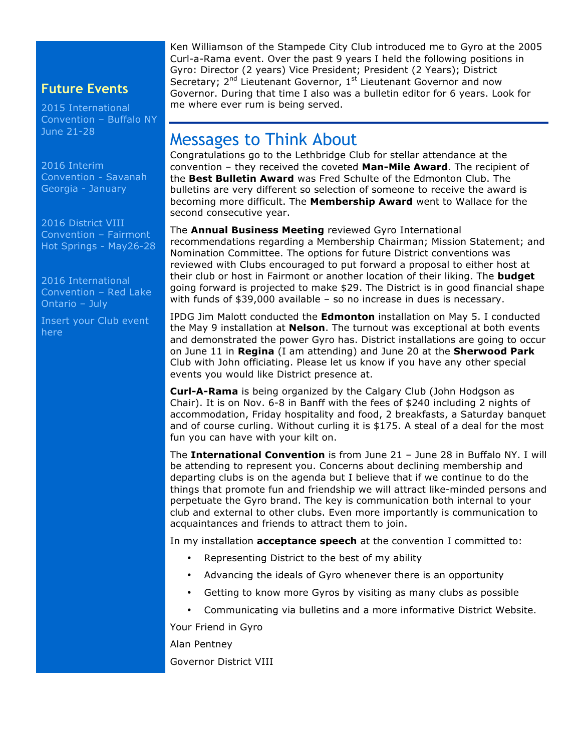Ken Williamson of the Stampede City Club introduced me to Gyro at the 2005 Curl-a-Rama event. Over the past 9 years I held the following positions in Gyro: Director (2 years) Vice President; President (2 Years); District Secretary; 2nd Lieutenant Governor, 1st Lieutenant Governor and now Governor. During that time I also was a bulletin editor for 6 years. Look for me where ever rum is being served.

## Messages to Think About

Congratulations go to the Lethbridge Club for stellar attendance at the convention – they received the coveted **Man-Mile Award**. The recipient of the **Best Bulletin Award** was Fred Schulte of the Edmonton Club. The bulletins are very different so selection of someone to receive the award is becoming more difficult. The **Membership Award** went to Wallace for the second consecutive year.

The **Annual Business Meeting** reviewed Gyro International recommendations regarding a Membership Chairman; Mission Statement; and Nomination Committee. The options for future District conventions was reviewed with Clubs encouraged to put forward a proposal to either host at their club or host in Fairmont or another location of their liking. The **budget** going forward is projected to make $29. The District is in good financial shape with funds of $39,000 available – so no increase in dues is necessary.

IPDG Jim Malott conducted the **Edmonton** installation on May 5. I conducted the May 9 installation at **Nelson**. The turnout was exceptional at both events and demonstrated the power Gyro has. District installations are going to occur on June 11 in **Regina** (I am attending) and June 20 at the **Sherwood Park** Club with John officiating. Please let us know if you have any other special events you would like District presence at.

**Curl-A-Rama** is being organized by the Calgary Club (John Hodgson as Chair). It is on Nov. 6-8 in Banff with the fees of $240 including 2 nights of accommodation, Friday hospitality and food, 2 breakfasts, a Saturday banquet and of course curling. Without curling it is $175. A steal of a deal for the most fun you can have with your kilt on.

The **International Convention** is from June 21 – June 28 in Buffalo NY. I will be attending to represent you. Concerns about declining membership and departing clubs is on the agenda but I believe that if we continue to do the things that promote fun and friendship we will attract like-minded persons and perpetuate the Gyro brand. The key is communication both internal to your club and external to other clubs. Even more importantly is communication to acquaintances and friends to attract them to join.

In my installation **acceptance speech** at the convention I committed to:

- Representing District to the best of my ability
- Advancing the ideals of Gyro whenever there is an opportunity
- Getting to know more Gyros by visiting as many clubs as possible
- Communicating via bulletins and a more informative District Website.

Your Friend in Gyro

Alan Pentney

Governor District VIII

### Future Events

2015 International Convention – Buffalo NY June 21-28

2016 Interim Convention - Savanah Georgia - January

2016 District VIII Convention – Fairmont Hot Springs - May26-28

2016 International Convention – Red Lake Ontario – July

Insert your Club event here